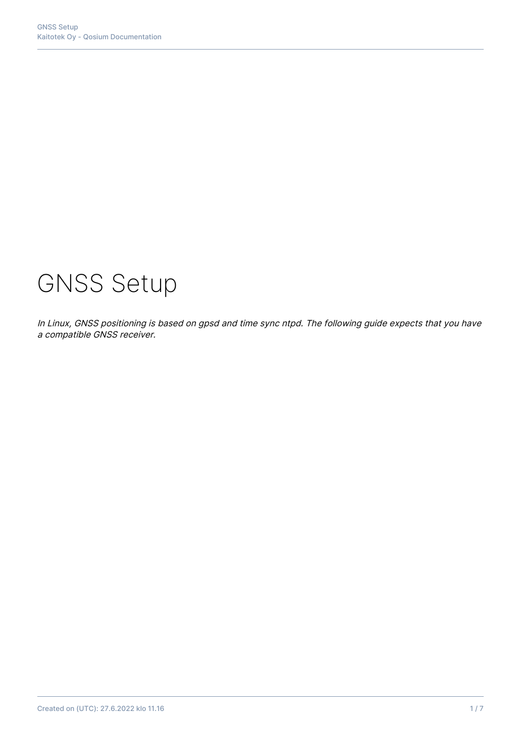# GNSS Setup

*In Linux, GNSS positioning is based on gpsd and time sync ntpd. The following guide expects that you have a compatible GNSS receiver.*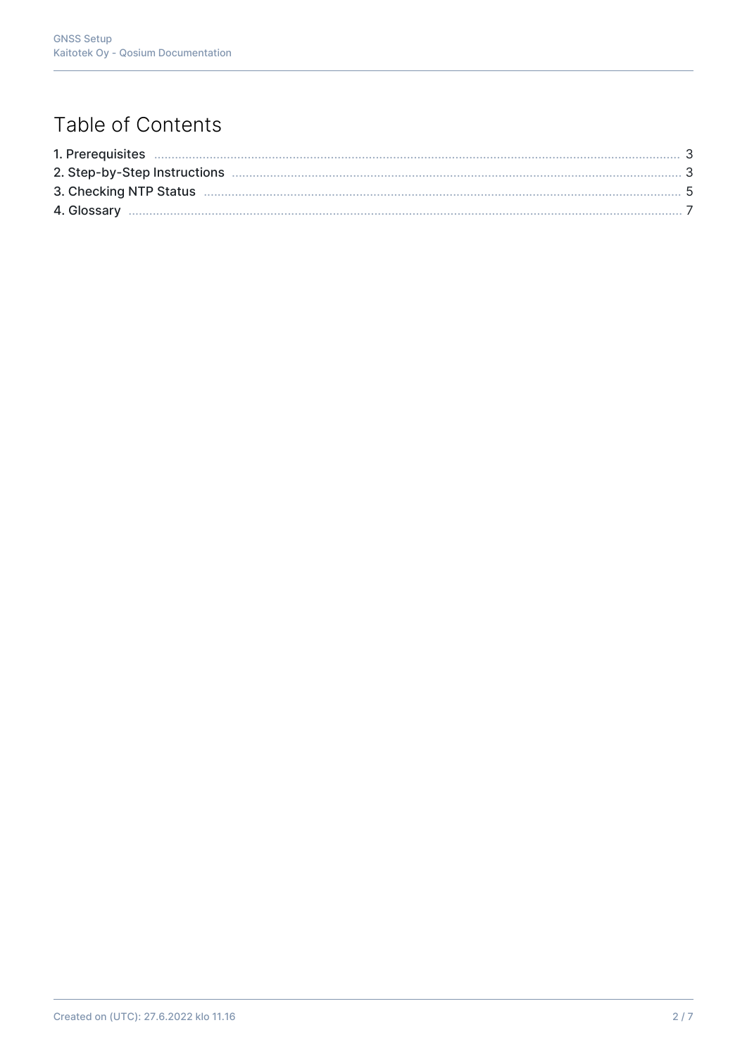# Table of Contents

1. Prerequisites ..... 3
2. Step-by-Step Instructions ..... 3
3. Checking NTP Status ..... 5
4. Glossary ..... 7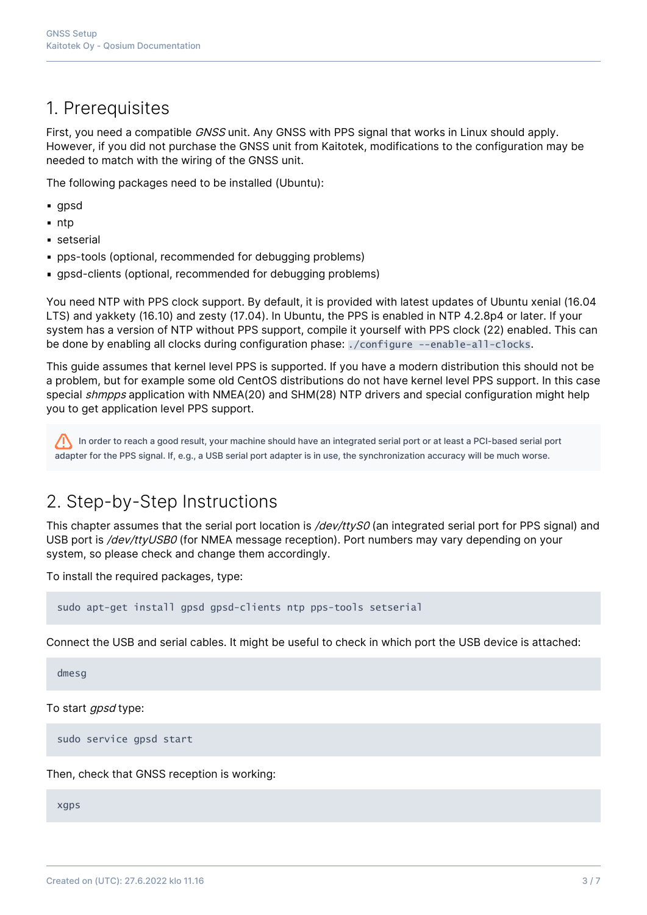# 1. Prerequisites

First, you need a compatible *GNSS* unit. Any GNSS with PPS signal that works in Linux should apply. However, if you did not purchase the GNSS unit from Kaitotek, modifications to the configuration may be needed to match with the wiring of the GNSS unit.

The following packages need to be installed (Ubuntu):

- gpsd
- ntp
- setserial
- pps-tools (optional, recommended for debugging problems)
- gpsd-clients (optional, recommended for debugging problems)

You need NTP with PPS clock support. By default, it is provided with latest updates of Ubuntu xenial (16.04 LTS) and yakkety (16.10) and zesty (17.04). In Ubuntu, the PPS is enabled in NTP 4.2.8p4 or later. If your system has a version of NTP without PPS support, compile it yourself with PPS clock (22) enabled. This can be done by enabling all clocks during configuration phase: `./configure --enable-all-clocks`.

This guide assumes that kernel level PPS is supported. If you have a modern distribution this should not be a problem, but for example some old CentOS distributions do not have kernel level PPS support. In this case special *shmpps* application with NMEA(20) and SHM(28) NTP drivers and special configuration might help you to get application level PPS support.

> ⚠ In order to reach a good result, your machine should have an integrated serial port or at least a PCI-based serial port adapter for the PPS signal. If, e.g., a USB serial port adapter is in use, the synchronization accuracy will be much worse.

# 2. Step-by-Step Instructions

This chapter assumes that the serial port location is */dev/ttyS0* (an integrated serial port for PPS signal) and USB port is */dev/ttyUSB0* (for NMEA message reception). Port numbers may vary depending on your system, so please check and change them accordingly.

To install the required packages, type:

```
sudo apt-get install gpsd gpsd-clients ntp pps-tools setserial
```

Connect the USB and serial cables. It might be useful to check in which port the USB device is attached:

```
dmesg
```

To start *gpsd* type:

```
sudo service gpsd start
```

Then, check that GNSS reception is working:

```
xgps
```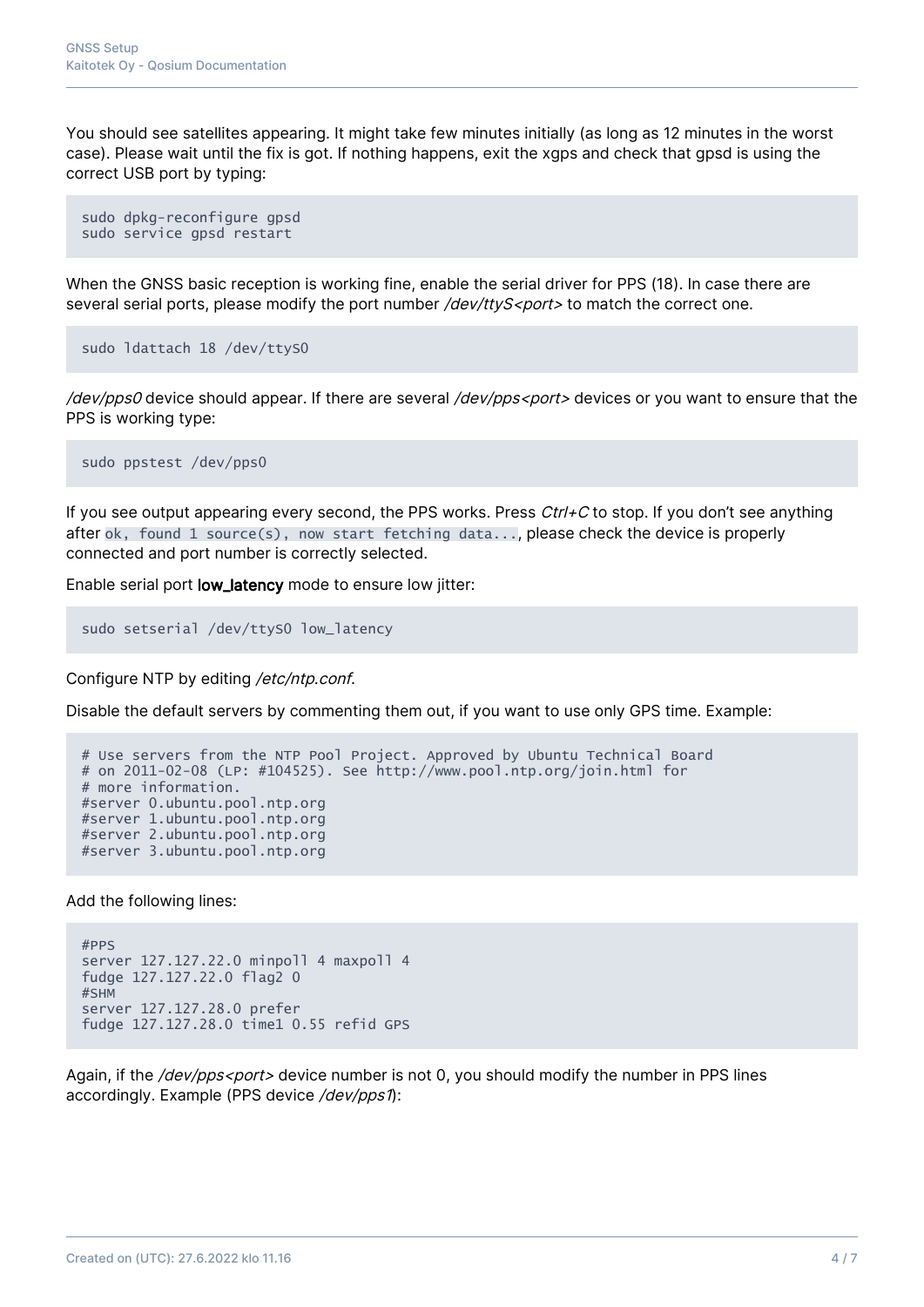You should see satellites appearing. It might take few minutes initially (as long as 12 minutes in the worst case). Please wait until the fix is got. If nothing happens, exit the xgps and check that gpsd is using the correct USB port by typing:

```
sudo dpkg-reconfigure gpsd
sudo service gpsd restart
```

When the GNSS basic reception is working fine, enable the serial driver for PPS (18). In case there are several serial ports, please modify the port number */dev/ttyS<port>* to match the correct one.

```
sudo ldattach 18 /dev/ttyS0
```

*/dev/pps0* device should appear. If there are several */dev/pps<port>* devices or you want to ensure that the PPS is working type:

```
sudo ppstest /dev/pps0
```

If you see output appearing every second, the PPS works. Press *Ctrl+C* to stop. If you don't see anything after `ok, found 1 source(s), now start fetching data...`, please check the device is properly connected and port number is correctly selected.

Enable serial port **low_latency** mode to ensure low jitter:

```
sudo setserial /dev/ttyS0 low_latency
```

Configure NTP by editing */etc/ntp.conf*.

Disable the default servers by commenting them out, if you want to use only GPS time. Example:

```
# Use servers from the NTP Pool Project. Approved by Ubuntu Technical Board
# on 2011-02-08 (LP: #104525). See http://www.pool.ntp.org/join.html for
# more information.
#server 0.ubuntu.pool.ntp.org
#server 1.ubuntu.pool.ntp.org
#server 2.ubuntu.pool.ntp.org
#server 3.ubuntu.pool.ntp.org
```

Add the following lines:

```
#PPS
server 127.127.22.0 minpoll 4 maxpoll 4
fudge 127.127.22.0 flag2 0
#SHM
server 127.127.28.0 prefer
fudge 127.127.28.0 time1 0.55 refid GPS
```

Again, if the */dev/pps<port>* device number is not 0, you should modify the number in PPS lines accordingly. Example (PPS device */dev/pps1*):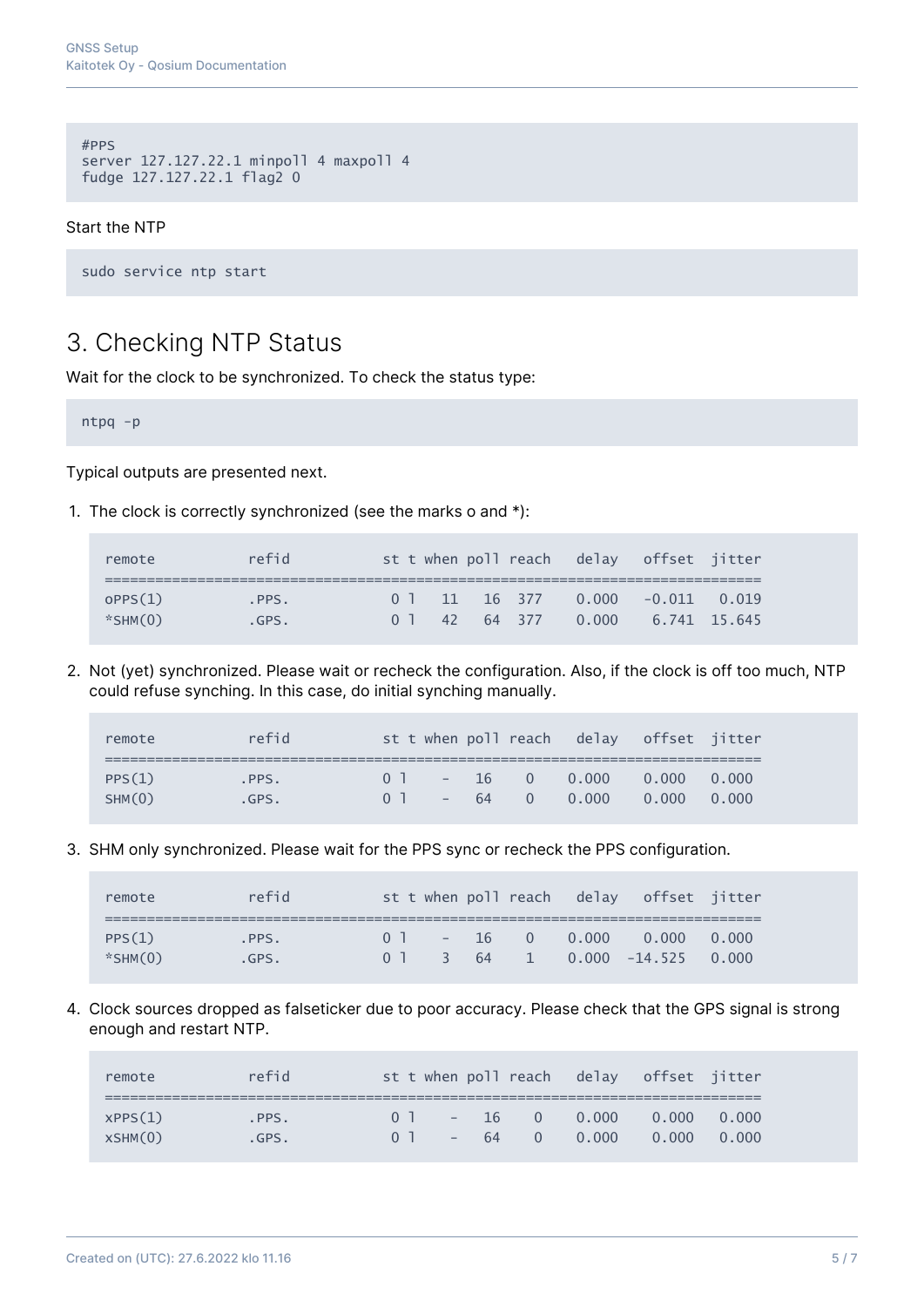```
#PPS
server 127.127.22.1 minpoll 4 maxpoll 4
fudge 127.127.22.1 flag2 0
```

Start the NTP

```
sudo service ntp start
```

## 3. Checking NTP Status

Wait for the clock to be synchronized. To check the status type:

```
ntpq -p
```

Typical outputs are presented next.

1. The clock is correctly synchronized (see the marks o and *):

```
remote           refid           st t when poll reach   delay   offset  jitter
==============================================================================
oPPS(1)          .PPS.            0 l   11   16  377    0.000   -0.011   0.019
*SHM(0)          .GPS.            0 l   42   64  377    0.000    6.741  15.645
```

2. Not (yet) synchronized. Please wait or recheck the configuration. Also, if the clock is off too much, NTP could refuse synching. In this case, do initial synching manually.

```
remote           refid           st t when poll reach   delay   offset  jitter
==============================================================================
PPS(1)           .PPS.            0 l    -   16    0   0.000    0.000   0.000
SHM(0)           .GPS.            0 l    -   64    0   0.000    0.000   0.000
```

3. SHM only synchronized. Please wait for the PPS sync or recheck the PPS configuration.

```
remote           refid           st t when poll reach   delay   offset  jitter
==============================================================================
PPS(1)           .PPS.            0 l    -   16    0   0.000    0.000   0.000
*SHM(0)          .GPS.            0 l    3   64    1   0.000  -14.525   0.000
```

4. Clock sources dropped as falseticker due to poor accuracy. Please check that the GPS signal is strong enough and restart NTP.

```
remote           refid           st t when poll reach   delay   offset  jitter
==============================================================================
xPPS(1)          .PPS.            0 l    -   16    0    0.000    0.000   0.000
xSHM(0)          .GPS.            0 l    -   64    0    0.000    0.000   0.000
```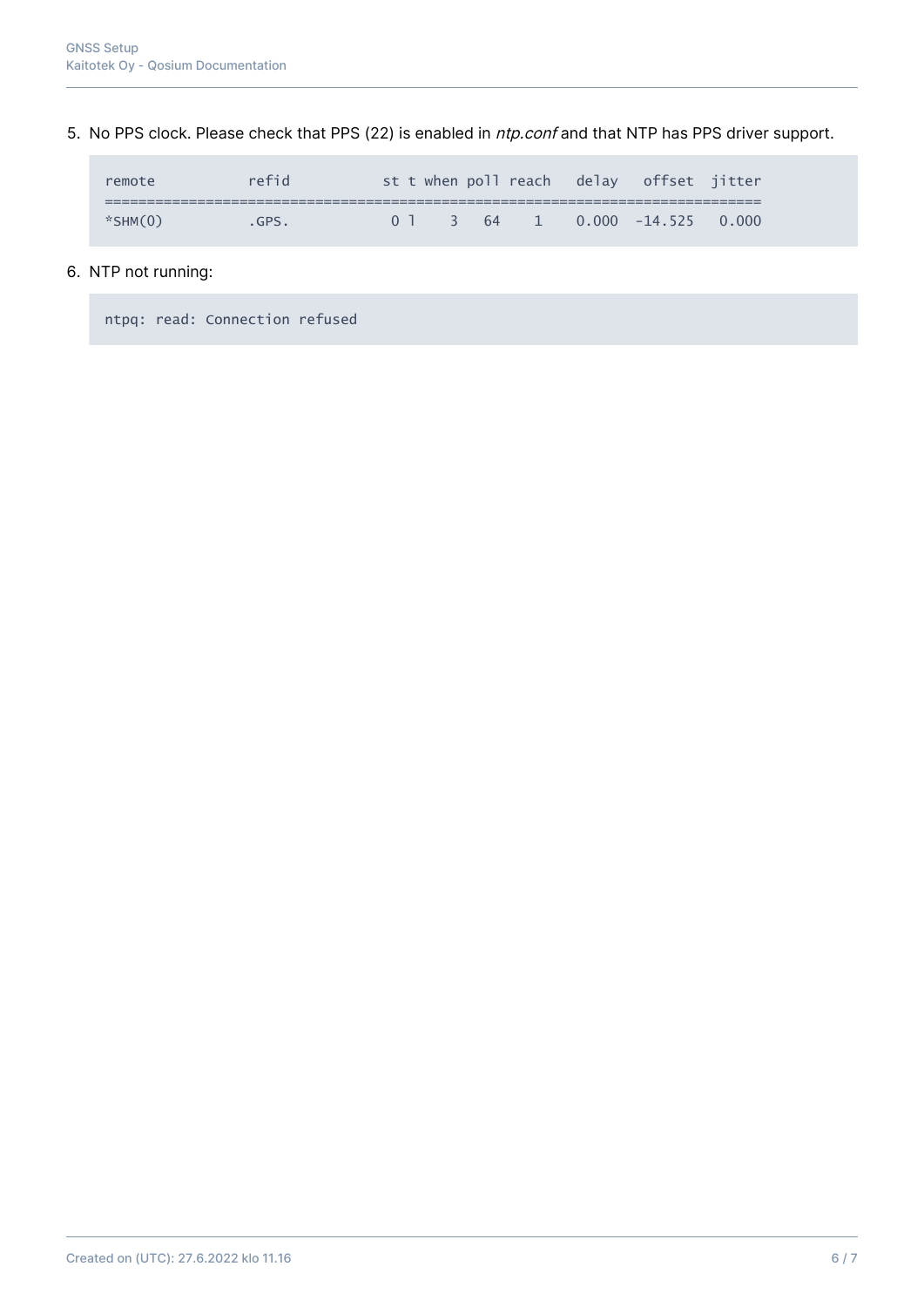5. No PPS clock. Please check that PPS (22) is enabled in *ntp.conf* and that NTP has PPS driver support.

```
remote           refid           st t when poll reach   delay   offset  jitter
==============================================================================
*SHM(0)          .GPS.            0 l    3   64    1    0.000  -14.525   0.000
```

6. NTP not running:

```
ntpq: read: Connection refused
```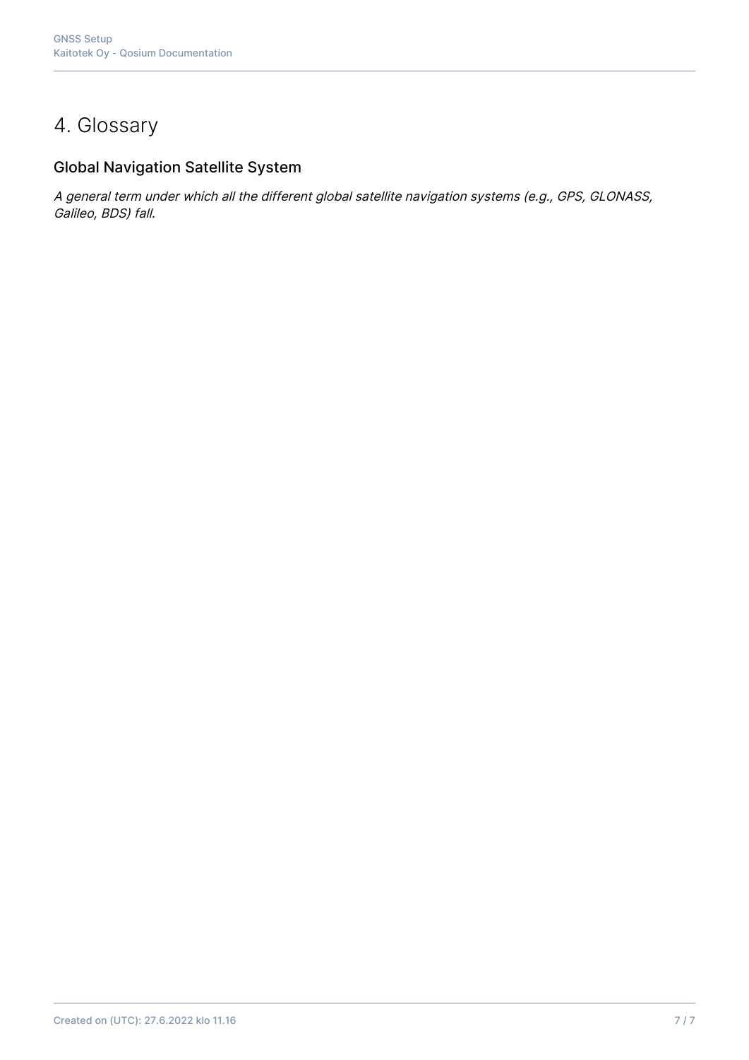# 4. Glossary

## Global Navigation Satellite System

*A general term under which all the different global satellite navigation systems (e.g., GPS, GLONASS, Galileo, BDS) fall.*